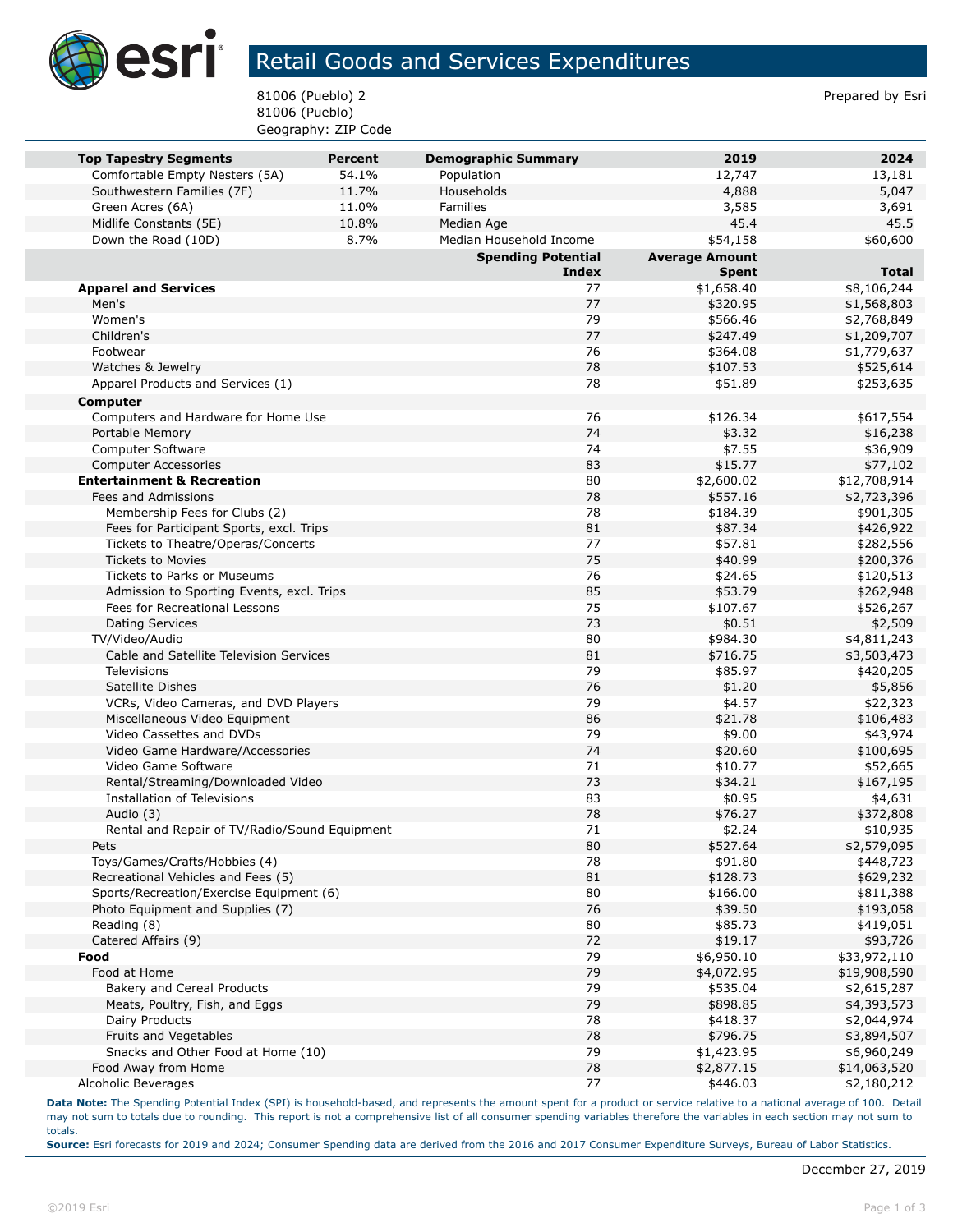# Retail Goods and Services Expenditures

81006 (Pueblo) 2
81006 (Pueblo)
Geography: ZIP Code

Prepared by Esri

| Top Tapestry Segments | Percent | Demographic Summary | 2019 | 2024 |
|---|---|---|---|---|
| Comfortable Empty Nesters (5A) | 54.1% | Population | 12,747 | 13,181 |
| Southwestern Families (7F) | 11.7% | Households | 4,888 | 5,047 |
| Green Acres (6A) | 11.0% | Families | 3,585 | 3,691 |
| Midlife Constants (5E) | 10.8% | Median Age | 45.4 | 45.5 |
| Down the Road (10D) | 8.7% | Median Household Income | $54,158 | $60,600 |

| | Spending Potential Index | Average Amount Spent | Total |
|---|---|---|---|
| **Apparel and Services** | 77 | $1,658.40 | $8,106,244 |
| Men's | 77 | $320.95 | $1,568,803 |
| Women's | 79 | $566.46 | $2,768,849 |
| Children's | 77 | $247.49 | $1,209,707 |
| Footwear | 76 | $364.08 | $1,779,637 |
| Watches & Jewelry | 78 | $107.53 | $525,614 |
| Apparel Products and Services (1) | 78 | $51.89 | $253,635 |
| **Computer** | | | |
| Computers and Hardware for Home Use | 76 | $126.34 | $617,554 |
| Portable Memory | 74 | $3.32 | $16,238 |
| Computer Software | 74 | $7.55 | $36,909 |
| Computer Accessories | 83 | $15.77 | $77,102 |
| **Entertainment & Recreation** | 80 | $2,600.02 | $12,708,914 |
| Fees and Admissions | 78 | $557.16 | $2,723,396 |
| Membership Fees for Clubs (2) | 78 | $184.39 | $901,305 |
| Fees for Participant Sports, excl. Trips | 81 | $87.34 | $426,922 |
| Tickets to Theatre/Operas/Concerts | 77 | $57.81 | $282,556 |
| Tickets to Movies | 75 | $40.99 | $200,376 |
| Tickets to Parks or Museums | 76 | $24.65 | $120,513 |
| Admission to Sporting Events, excl. Trips | 85 | $53.79 | $262,948 |
| Fees for Recreational Lessons | 75 | $107.67 | $526,267 |
| Dating Services | 73 | $0.51 | $2,509 |
| TV/Video/Audio | 80 | $984.30 | $4,811,243 |
| Cable and Satellite Television Services | 81 | $716.75 | $3,503,473 |
| Televisions | 79 | $85.97 | $420,205 |
| Satellite Dishes | 76 | $1.20 | $5,856 |
| VCRs, Video Cameras, and DVD Players | 79 | $4.57 | $22,323 |
| Miscellaneous Video Equipment | 86 | $21.78 | $106,483 |
| Video Cassettes and DVDs | 79 | $9.00 | $43,974 |
| Video Game Hardware/Accessories | 74 | $20.60 | $100,695 |
| Video Game Software | 71 | $10.77 | $52,665 |
| Rental/Streaming/Downloaded Video | 73 | $34.21 | $167,195 |
| Installation of Televisions | 83 | $0.95 | $4,631 |
| Audio (3) | 78 | $76.27 | $372,808 |
| Rental and Repair of TV/Radio/Sound Equipment | 71 | $2.24 | $10,935 |
| Pets | 80 | $527.64 | $2,579,095 |
| Toys/Games/Crafts/Hobbies (4) | 78 | $91.80 | $448,723 |
| Recreational Vehicles and Fees (5) | 81 | $128.73 | $629,232 |
| Sports/Recreation/Exercise Equipment (6) | 80 | $166.00 | $811,388 |
| Photo Equipment and Supplies (7) | 76 | $39.50 | $193,058 |
| Reading (8) | 80 | $85.73 | $419,051 |
| Catered Affairs (9) | 72 | $19.17 | $93,726 |
| **Food** | 79 | $6,950.10 | $33,972,110 |
| Food at Home | 79 | $4,072.95 | $19,908,590 |
| Bakery and Cereal Products | 79 | $535.04 | $2,615,287 |
| Meats, Poultry, Fish, and Eggs | 79 | $898.85 | $4,393,573 |
| Dairy Products | 78 | $418.37 | $2,044,974 |
| Fruits and Vegetables | 78 | $796.75 | $3,894,507 |
| Snacks and Other Food at Home (10) | 79 | $1,423.95 | $6,960,249 |
| Food Away from Home | 78 | $2,877.15 | $14,063,520 |
| Alcoholic Beverages | 77 | $446.03 | $2,180,212 |

**Data Note:** The Spending Potential Index (SPI) is household-based, and represents the amount spent for a product or service relative to a national average of 100. Detail may not sum to totals due to rounding. This report is not a comprehensive list of all consumer spending variables therefore the variables in each section may not sum to totals.
**Source:** Esri forecasts for 2019 and 2024; Consumer Spending data are derived from the 2016 and 2017 Consumer Expenditure Surveys, Bureau of Labor Statistics.

December 27, 2019

©2019 Esri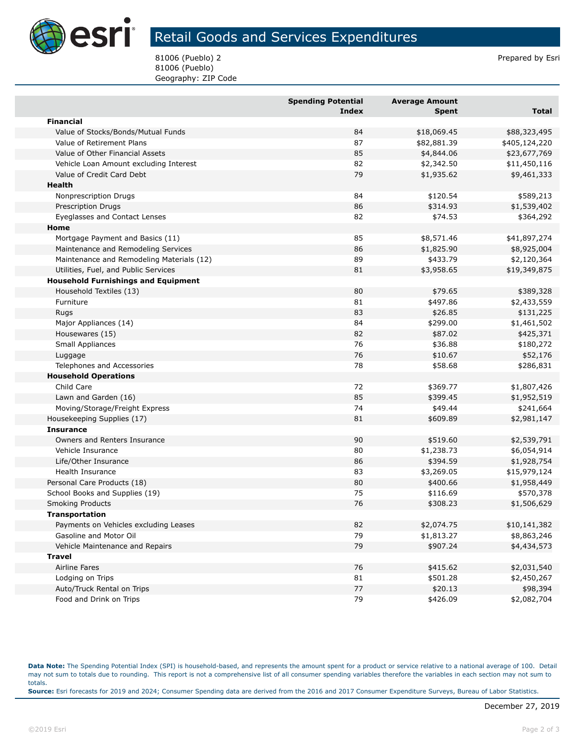# Retail Goods and Services Expenditures

81006 (Pueblo) 2
81006 (Pueblo)
Geography: ZIP Code

Prepared by Esri

| | Spending Potential Index | Average Amount Spent | Total |
|---|---|---|---|
| **Financial** | | | |
| Value of Stocks/Bonds/Mutual Funds | 84 | $18,069.45 | $88,323,495 |
| Value of Retirement Plans | 87 | $82,881.39 | $405,124,220 |
| Value of Other Financial Assets | 85 | $4,844.06 | $23,677,769 |
| Vehicle Loan Amount excluding Interest | 82 | $2,342.50 | $11,450,116 |
| Value of Credit Card Debt | 79 | $1,935.62 | $9,461,333 |
| **Health** | | | |
| Nonprescription Drugs | 84 | $120.54 | $589,213 |
| Prescription Drugs | 86 | $314.93 | $1,539,402 |
| Eyeglasses and Contact Lenses | 82 | $74.53 | $364,292 |
| **Home** | | | |
| Mortgage Payment and Basics (11) | 85 | $8,571.46 | $41,897,274 |
| Maintenance and Remodeling Services | 86 | $1,825.90 | $8,925,004 |
| Maintenance and Remodeling Materials (12) | 89 | $433.79 | $2,120,364 |
| Utilities, Fuel, and Public Services | 81 | $3,958.65 | $19,349,875 |
| **Household Furnishings and Equipment** | | | |
| Household Textiles (13) | 80 | $79.65 | $389,328 |
| Furniture | 81 | $497.86 | $2,433,559 |
| Rugs | 83 | $26.85 | $131,225 |
| Major Appliances (14) | 84 | $299.00 | $1,461,502 |
| Housewares (15) | 82 | $87.02 | $425,371 |
| Small Appliances | 76 | $36.88 | $180,272 |
| Luggage | 76 | $10.67 | $52,176 |
| Telephones and Accessories | 78 | $58.68 | $286,831 |
| **Household Operations** | | | |
| Child Care | 72 | $369.77 | $1,807,426 |
| Lawn and Garden (16) | 85 | $399.45 | $1,952,519 |
| Moving/Storage/Freight Express | 74 | $49.44 | $241,664 |
| Housekeeping Supplies (17) | 81 | $609.89 | $2,981,147 |
| **Insurance** | | | |
| Owners and Renters Insurance | 90 | $519.60 | $2,539,791 |
| Vehicle Insurance | 80 | $1,238.73 | $6,054,914 |
| Life/Other Insurance | 86 | $394.59 | $1,928,754 |
| Health Insurance | 83 | $3,269.05 | $15,979,124 |
| Personal Care Products (18) | 80 | $400.66 | $1,958,449 |
| School Books and Supplies (19) | 75 | $116.69 | $570,378 |
| Smoking Products | 76 | $308.23 | $1,506,629 |
| **Transportation** | | | |
| Payments on Vehicles excluding Leases | 82 | $2,074.75 | $10,141,382 |
| Gasoline and Motor Oil | 79 | $1,813.27 | $8,863,246 |
| Vehicle Maintenance and Repairs | 79 | $907.24 | $4,434,573 |
| **Travel** | | | |
| Airline Fares | 76 | $415.62 | $2,031,540 |
| Lodging on Trips | 81 | $501.28 | $2,450,267 |
| Auto/Truck Rental on Trips | 77 | $20.13 | $98,394 |
| Food and Drink on Trips | 79 | $426.09 | $2,082,704 |

**Data Note:** The Spending Potential Index (SPI) is household-based, and represents the amount spent for a product or service relative to a national average of 100. Detail may not sum to totals due to rounding. This report is not a comprehensive list of all consumer spending variables therefore the variables in each section may not sum to totals.
**Source:** Esri forecasts for 2019 and 2024; Consumer Spending data are derived from the 2016 and 2017 Consumer Expenditure Surveys, Bureau of Labor Statistics.

December 27, 2019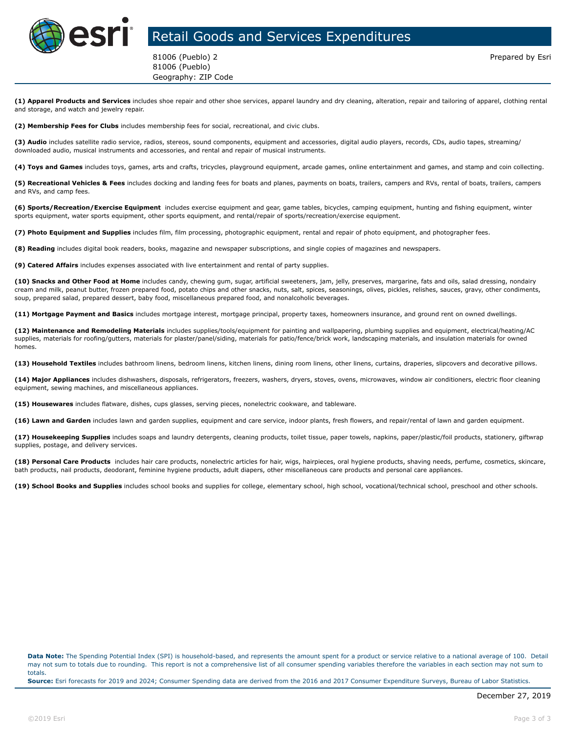# Retail Goods and Services Expenditures

81006 (Pueblo) 2
81006 (Pueblo)
Geography: ZIP Code

Prepared by Esri

**(1) Apparel Products and Services** includes shoe repair and other shoe services, apparel laundry and dry cleaning, alteration, repair and tailoring of apparel, clothing rental and storage, and watch and jewelry repair.

**(2) Membership Fees for Clubs** includes membership fees for social, recreational, and civic clubs.

**(3) Audio** includes satellite radio service, radios, stereos, sound components, equipment and accessories, digital audio players, records, CDs, audio tapes, streaming/downloaded audio, musical instruments and accessories, and rental and repair of musical instruments.

**(4) Toys and Games** includes toys, games, arts and crafts, tricycles, playground equipment, arcade games, online entertainment and games, and stamp and coin collecting.

**(5) Recreational Vehicles & Fees** includes docking and landing fees for boats and planes, payments on boats, trailers, campers and RVs, rental of boats, trailers, campers and RVs, and camp fees.

**(6) Sports/Recreation/Exercise Equipment** includes exercise equipment and gear, game tables, bicycles, camping equipment, hunting and fishing equipment, winter sports equipment, water sports equipment, other sports equipment, and rental/repair of sports/recreation/exercise equipment.

**(7) Photo Equipment and Supplies** includes film, film processing, photographic equipment, rental and repair of photo equipment, and photographer fees.

**(8) Reading** includes digital book readers, books, magazine and newspaper subscriptions, and single copies of magazines and newspapers.

**(9) Catered Affairs** includes expenses associated with live entertainment and rental of party supplies.

**(10) Snacks and Other Food at Home** includes candy, chewing gum, sugar, artificial sweeteners, jam, jelly, preserves, margarine, fats and oils, salad dressing, nondairy cream and milk, peanut butter, frozen prepared food, potato chips and other snacks, nuts, salt, spices, seasonings, olives, pickles, relishes, sauces, gravy, other condiments, soup, prepared salad, prepared dessert, baby food, miscellaneous prepared food, and nonalcoholic beverages.

**(11) Mortgage Payment and Basics** includes mortgage interest, mortgage principal, property taxes, homeowners insurance, and ground rent on owned dwellings.

**(12) Maintenance and Remodeling Materials** includes supplies/tools/equipment for painting and wallpapering, plumbing supplies and equipment, electrical/heating/AC supplies, materials for roofing/gutters, materials for plaster/panel/siding, materials for patio/fence/brick work, landscaping materials, and insulation materials for owned homes.

**(13) Household Textiles** includes bathroom linens, bedroom linens, kitchen linens, dining room linens, other linens, curtains, draperies, slipcovers and decorative pillows.

**(14) Major Appliances** includes dishwashers, disposals, refrigerators, freezers, washers, dryers, stoves, ovens, microwaves, window air conditioners, electric floor cleaning equipment, sewing machines, and miscellaneous appliances.

**(15) Housewares** includes flatware, dishes, cups glasses, serving pieces, nonelectric cookware, and tableware.

**(16) Lawn and Garden** includes lawn and garden supplies, equipment and care service, indoor plants, fresh flowers, and repair/rental of lawn and garden equipment.

**(17) Housekeeping Supplies** includes soaps and laundry detergents, cleaning products, toilet tissue, paper towels, napkins, paper/plastic/foil products, stationery, giftwrap supplies, postage, and delivery services.

**(18) Personal Care Products** includes hair care products, nonelectric articles for hair, wigs, hairpieces, oral hygiene products, shaving needs, perfume, cosmetics, skincare, bath products, nail products, deodorant, feminine hygiene products, adult diapers, other miscellaneous care products and personal care appliances.

**(19) School Books and Supplies** includes school books and supplies for college, elementary school, high school, vocational/technical school, preschool and other schools.

**Data Note:** The Spending Potential Index (SPI) is household-based, and represents the amount spent for a product or service relative to a national average of 100. Detail may not sum to totals due to rounding. This report is not a comprehensive list of all consumer spending variables therefore the variables in each section may not sum to totals.
**Source:** Esri forecasts for 2019 and 2024; Consumer Spending data are derived from the 2016 and 2017 Consumer Expenditure Surveys, Bureau of Labor Statistics.

December 27, 2019

©2019 Esri